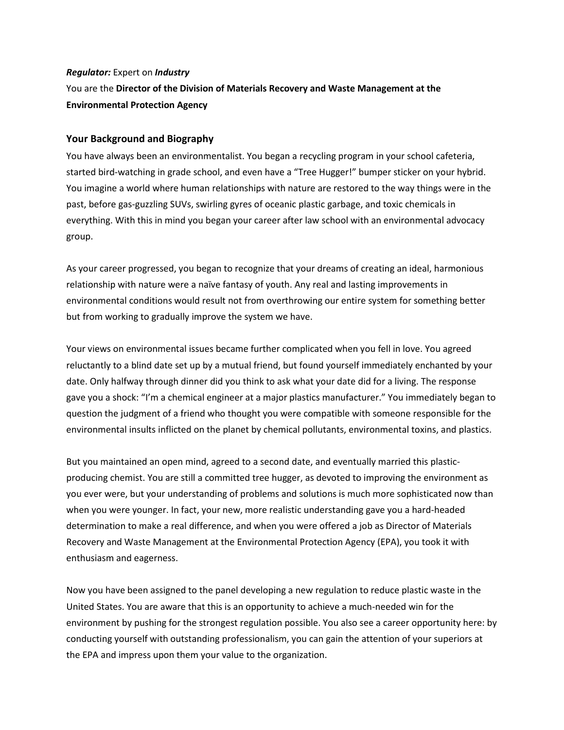***Regulator:*** Expert on ***Industry***

You are the **Director of the Division of Materials Recovery and Waste Management at the Environmental Protection Agency**

## Your Background and Biography

You have always been an environmentalist. You began a recycling program in your school cafeteria, started bird-watching in grade school, and even have a "Tree Hugger!" bumper sticker on your hybrid. You imagine a world where human relationships with nature are restored to the way things were in the past, before gas-guzzling SUVs, swirling gyres of oceanic plastic garbage, and toxic chemicals in everything. With this in mind you began your career after law school with an environmental advocacy group.

As your career progressed, you began to recognize that your dreams of creating an ideal, harmonious relationship with nature were a naïve fantasy of youth. Any real and lasting improvements in environmental conditions would result not from overthrowing our entire system for something better but from working to gradually improve the system we have.

Your views on environmental issues became further complicated when you fell in love. You agreed reluctantly to a blind date set up by a mutual friend, but found yourself immediately enchanted by your date. Only halfway through dinner did you think to ask what your date did for a living. The response gave you a shock: "I'm a chemical engineer at a major plastics manufacturer." You immediately began to question the judgment of a friend who thought you were compatible with someone responsible for the environmental insults inflicted on the planet by chemical pollutants, environmental toxins, and plastics.

But you maintained an open mind, agreed to a second date, and eventually married this plastic-producing chemist. You are still a committed tree hugger, as devoted to improving the environment as you ever were, but your understanding of problems and solutions is much more sophisticated now than when you were younger. In fact, your new, more realistic understanding gave you a hard-headed determination to make a real difference, and when you were offered a job as Director of Materials Recovery and Waste Management at the Environmental Protection Agency (EPA), you took it with enthusiasm and eagerness.

Now you have been assigned to the panel developing a new regulation to reduce plastic waste in the United States. You are aware that this is an opportunity to achieve a much-needed win for the environment by pushing for the strongest regulation possible. You also see a career opportunity here: by conducting yourself with outstanding professionalism, you can gain the attention of your superiors at the EPA and impress upon them your value to the organization.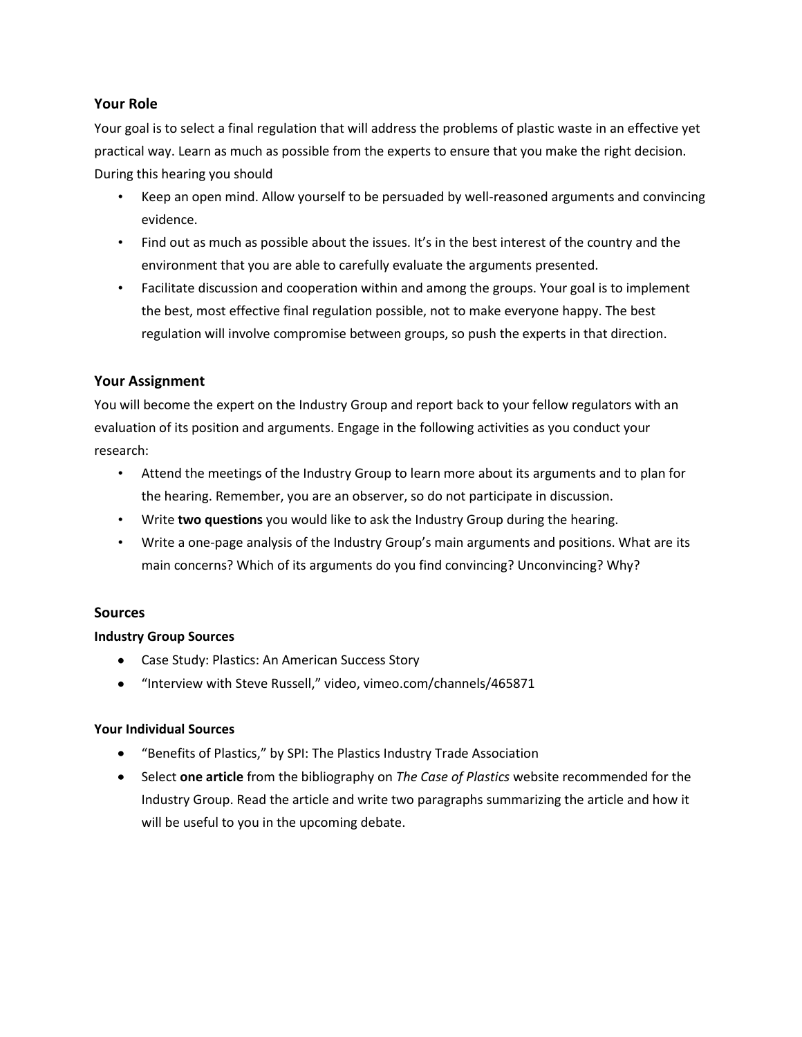## Your Role

Your goal is to select a final regulation that will address the problems of plastic waste in an effective yet practical way. Learn as much as possible from the experts to ensure that you make the right decision. During this hearing you should

- Keep an open mind. Allow yourself to be persuaded by well-reasoned arguments and convincing evidence.
- Find out as much as possible about the issues. It's in the best interest of the country and the environment that you are able to carefully evaluate the arguments presented.
- Facilitate discussion and cooperation within and among the groups. Your goal is to implement the best, most effective final regulation possible, not to make everyone happy. The best regulation will involve compromise between groups, so push the experts in that direction.

## Your Assignment

You will become the expert on the Industry Group and report back to your fellow regulators with an evaluation of its position and arguments. Engage in the following activities as you conduct your research:

- Attend the meetings of the Industry Group to learn more about its arguments and to plan for the hearing. Remember, you are an observer, so do not participate in discussion.
- Write **two questions** you would like to ask the Industry Group during the hearing.
- Write a one-page analysis of the Industry Group's main arguments and positions. What are its main concerns? Which of its arguments do you find convincing? Unconvincing? Why?

## Sources

### Industry Group Sources

- Case Study: Plastics: An American Success Story
- "Interview with Steve Russell," video, vimeo.com/channels/465871

### Your Individual Sources

- "Benefits of Plastics," by SPI: The Plastics Industry Trade Association
- Select **one article** from the bibliography on *The Case of Plastics* website recommended for the Industry Group. Read the article and write two paragraphs summarizing the article and how it will be useful to you in the upcoming debate.